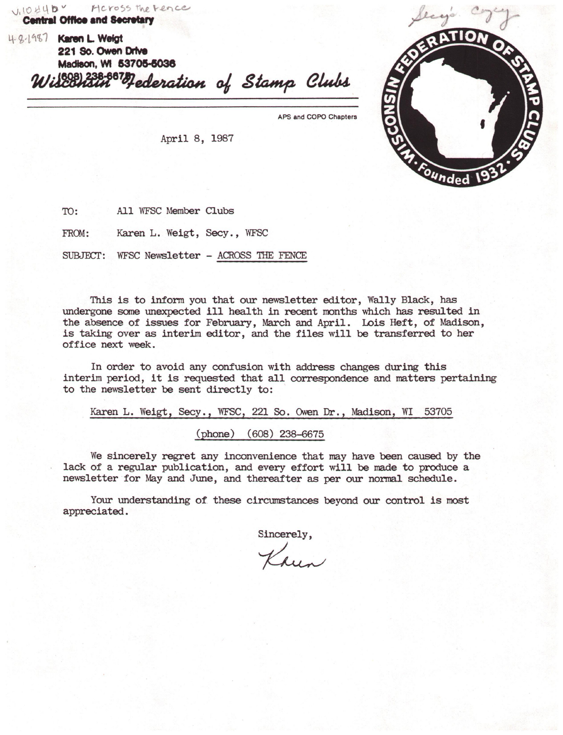V.10 #4 D ✓ Across the Fence

**Central Office and Secretary**

4-8-1987 **Karen L. Weigt**
**221 So. Owen Drive**
**Madison, WI 53705-5036**
**(608) 238-6675**

*Wisconsin Federation of Stamp Clubs*

APS and COPO Chapters

Secy's. Copy

WISCONSIN FEDERATION OF STAMP CLUBS · Founded 1932 ·

April 8, 1987

TO: All WFSC Member Clubs

FROM: Karen L. Weigt, Secy., WFSC

SUBJECT: WFSC Newsletter - ACROSS THE FENCE

This is to inform you that our newsletter editor, Wally Black, has undergone some unexpected ill health in recent months which has resulted in the absence of issues for February, March and April. Lois Heft, of Madison, is taking over as interim editor, and the files will be transferred to her office next week.

In order to avoid any confusion with address changes during this interim period, it is requested that all correspondence and matters pertaining to the newsletter be sent directly to:

Karen L. Weigt, Secy., WFSC, 221 So. Owen Dr., Madison, WI 53705

(phone) (608) 238-6675

We sincerely regret any inconvenience that may have been caused by the lack of a regular publication, and every effort will be made to produce a newsletter for May and June, and thereafter as per our normal schedule.

Your understanding of these circumstances beyond our control is most appreciated.

Sincerely,

Karen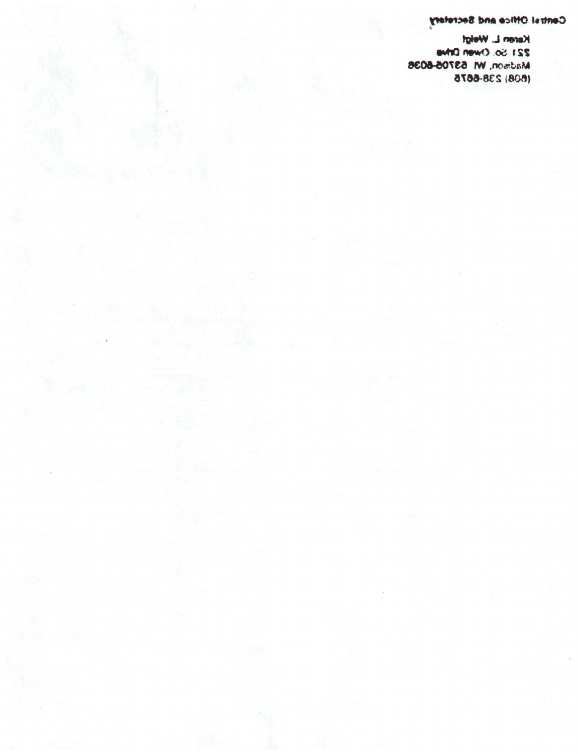Central Office and Secretary

Karen L. Weigt
221 So. Owen Drive
Madison, WI 53705-8038
(608) 238-6876